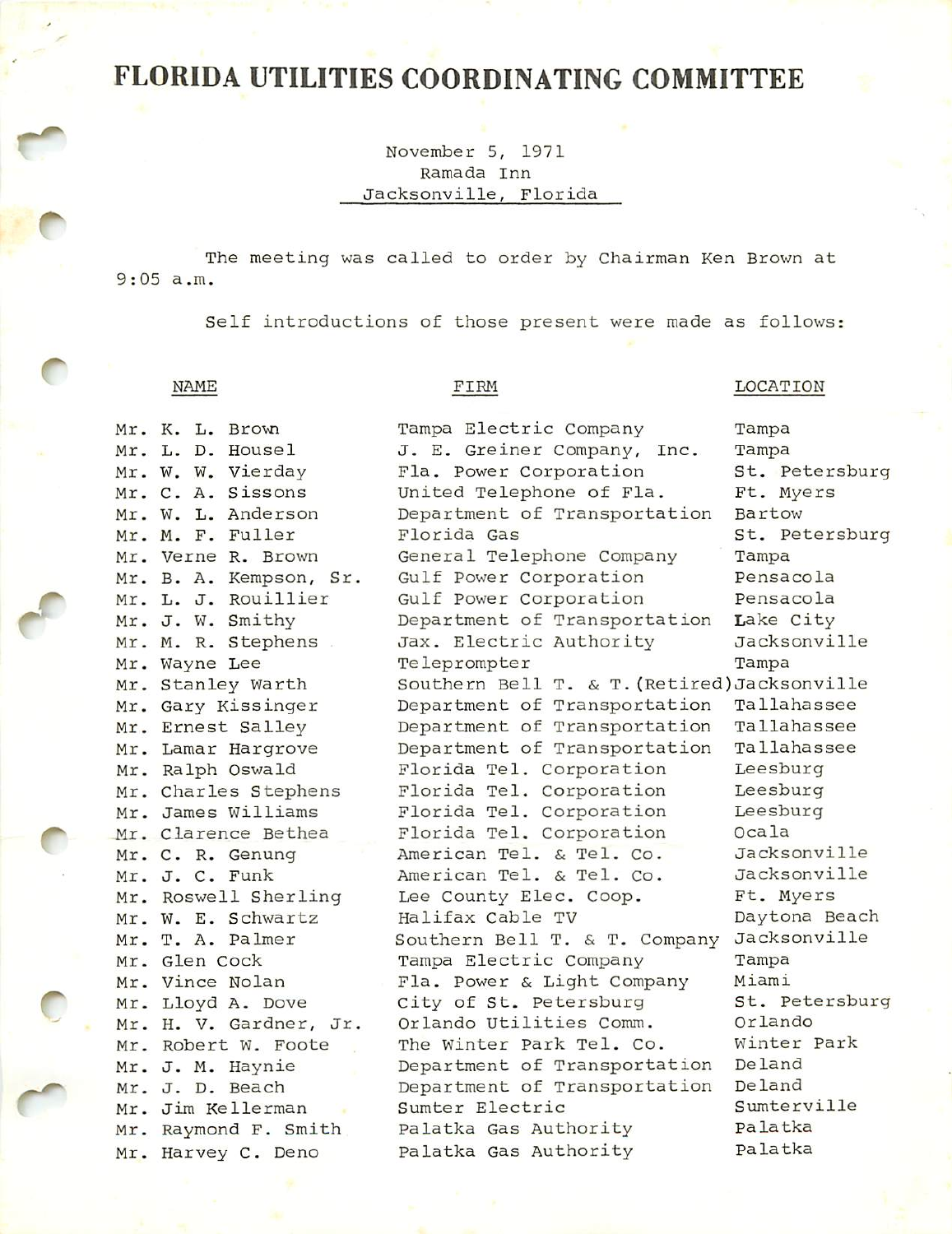# FLORIDA UTILITIES COORDINATING COMMITTEE

November 5, 1971
Ramada Inn
Jacksonville, Florida

The meeting was called to order by Chairman Ken Brown at 9:05 a.m.

Self introductions of those present were made as follows:

| NAME | FIRM | LOCATION |
|---|---|---|
| Mr. K. L. Brown | Tampa Electric Company | Tampa |
| Mr. L. D. Housel | J. E. Greiner Company, Inc. | Tampa |
| Mr. W. W. Vierday | Fla. Power Corporation | St. Petersburg |
| Mr. C. A. Sissons | United Telephone of Fla. | Ft. Myers |
| Mr. W. L. Anderson | Department of Transportation | Bartow |
| Mr. M. F. Fuller | Florida Gas | St. Petersburg |
| Mr. Verne R. Brown | General Telephone Company | Tampa |
| Mr. B. A. Kempson, Sr. | Gulf Power Corporation | Pensacola |
| Mr. L. J. Rouillier | Gulf Power Corporation | Pensacola |
| Mr. J. W. Smithy | Department of Transportation | Lake City |
| Mr. M. R. Stephens | Jax. Electric Authority | Jacksonville |
| Mr. Wayne Lee | Teleprompter | Tampa |
| Mr. Stanley Warth | Southern Bell T. & T. (Retired) | Jacksonville |
| Mr. Gary Kissinger | Department of Transportation | Tallahassee |
| Mr. Ernest Salley | Department of Transportation | Tallahassee |
| Mr. Lamar Hargrove | Department of Transportation | Tallahassee |
| Mr. Ralph Oswald | Florida Tel. Corporation | Leesburg |
| Mr. Charles Stephens | Florida Tel. Corporation | Leesburg |
| Mr. James Williams | Florida Tel. Corporation | Leesburg |
| Mr. Clarence Bethea | Florida Tel. Corporation | Ocala |
| Mr. C. R. Genung | American Tel. & Tel. Co. | Jacksonville |
| Mr. J. C. Funk | American Tel. & Tel. Co. | Jacksonville |
| Mr. Roswell Sherling | Lee County Elec. Coop. | Ft. Myers |
| Mr. W. E. Schwartz | Halifax Cable TV | Daytona Beach |
| Mr. T. A. Palmer | Southern Bell T. & T. Company | Jacksonville |
| Mr. Glen Cock | Tampa Electric Company | Tampa |
| Mr. Vince Nolan | Fla. Power & Light Company | Miami |
| Mr. Lloyd A. Dove | City of St. Petersburg | St. Petersburg |
| Mr. H. V. Gardner, Jr. | Orlando Utilities Comm. | Orlando |
| Mr. Robert W. Foote | The Winter Park Tel. Co. | Winter Park |
| Mr. J. M. Haynie | Department of Transportation | Deland |
| Mr. J. D. Beach | Department of Transportation | Deland |
| Mr. Jim Kellerman | Sumter Electric | Sumterville |
| Mr. Raymond F. Smith | Palatka Gas Authority | Palatka |
| Mr. Harvey C. Deno | Palatka Gas Authority | Palatka |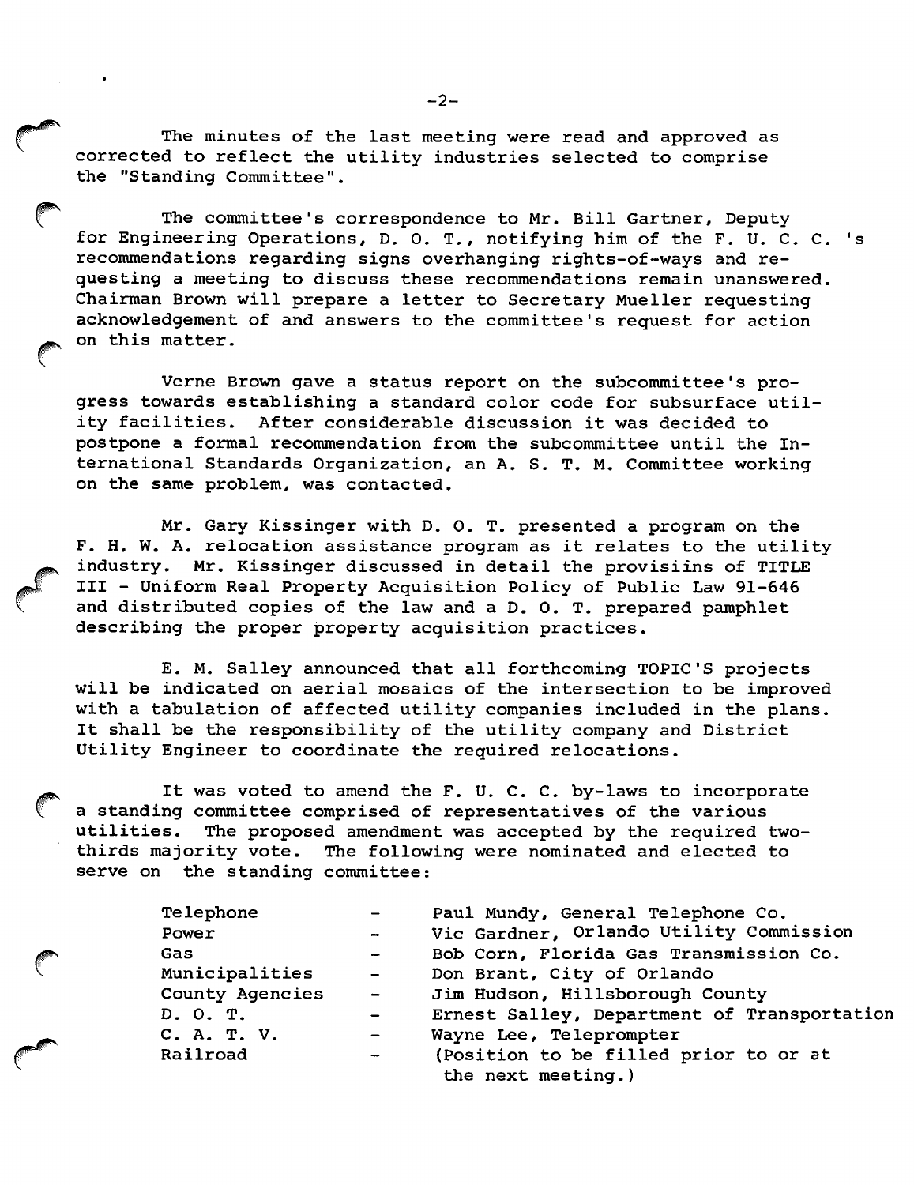The minutes of the last meeting were read and approved as corrected to reflect the utility industries selected to comprise the "Standing Committee".

The committee's correspondence to Mr. Bill Gartner, Deputy for Engineering Operations, D. O. T., notifying him of the F. U. C. C. 's recommendations regarding signs overhanging rights-of-ways and requesting a meeting to discuss these recommendations remain unanswered. Chairman Brown will prepare a letter to Secretary Mueller requesting acknowledgement of and answers to the committee's request for action on this matter.

Verne Brown gave a status report on the subcommittee's progress towards establishing a standard color code for subsurface utility facilities. After considerable discussion it was decided to postpone a formal recommendation from the subcommittee until the International Standards Organization, an A. S. T. M. Committee working on the same problem, was contacted.

Mr. Gary Kissinger with D. O. T. presented a program on the F. H. W. A. relocation assistance program as it relates to the utility industry. Mr. Kissinger discussed in detail the provisiins of TITLE III - Uniform Real Property Acquisition Policy of Public Law 91-646 and distributed copies of the law and a D. O. T. prepared pamphlet describing the proper property acquisition practices.

E. M. Salley announced that all forthcoming TOPIC'S projects will be indicated on aerial mosaics of the intersection to be improved with a tabulation of affected utility companies included in the plans. It shall be the responsibility of the utility company and District Utility Engineer to coordinate the required relocations.

It was voted to amend the F. U. C. C. by-laws to incorporate a standing committee comprised of representatives of the various utilities. The proposed amendment was accepted by the required two-thirds majority vote. The following were nominated and elected to serve on the standing committee:

| | | |
|---|---|---|
| Telephone | - | Paul Mundy, General Telephone Co. |
| Power | - | Vic Gardner, Orlando Utility Commission |
| Gas | - | Bob Corn, Florida Gas Transmission Co. |
| Municipalities | - | Don Brant, City of Orlando |
| County Agencies | - | Jim Hudson, Hillsborough County |
| D. O. T. | - | Ernest Salley, Department of Transportation |
| C. A. T. V. | - | Wayne Lee, Teleprompter |
| Railroad | - | (Position to be filled prior to or at the next meeting.) |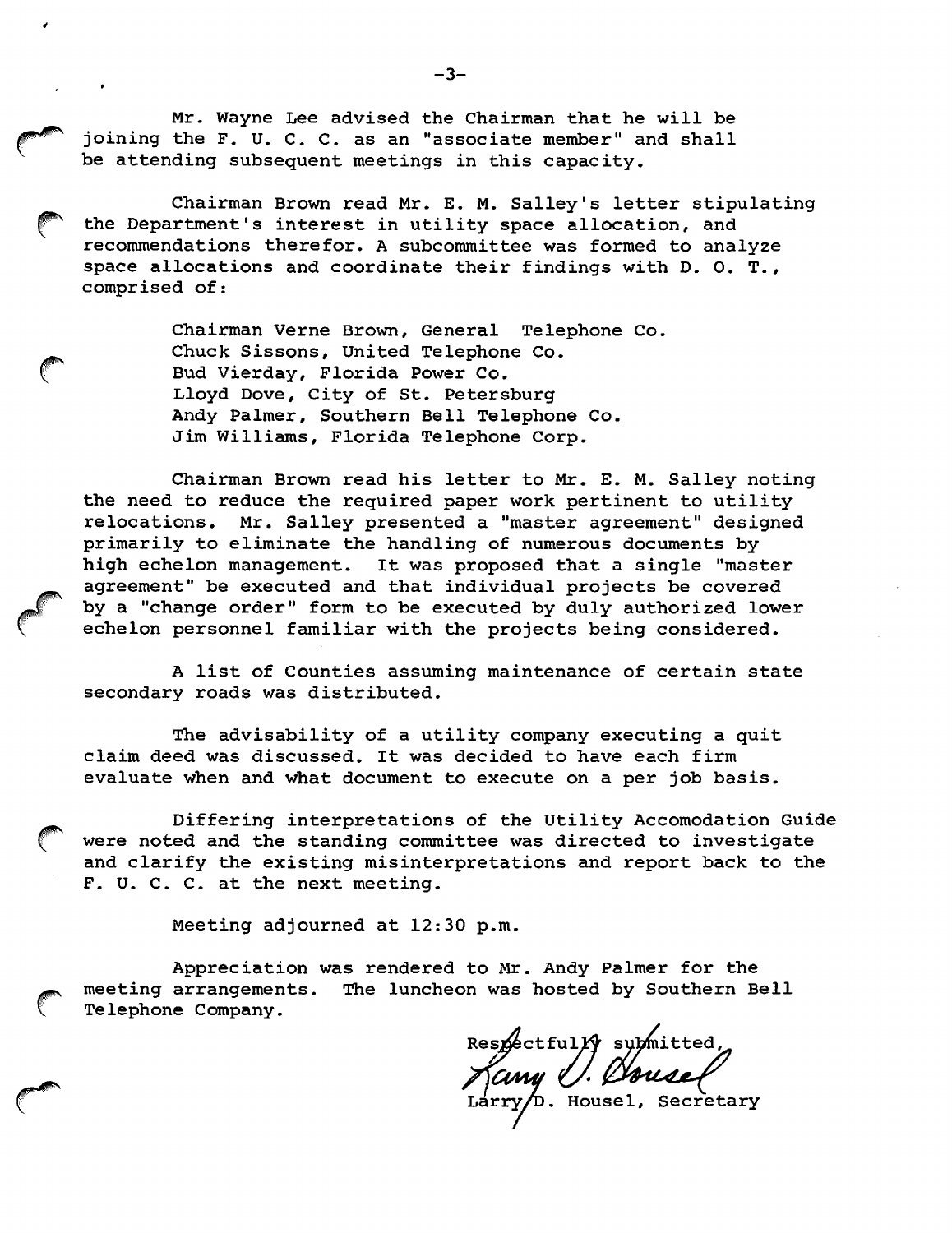Mr. Wayne Lee advised the Chairman that he will be joining the F. U. C. C. as an "associate member" and shall be attending subsequent meetings in this capacity.

Chairman Brown read Mr. E. M. Salley's letter stipulating the Department's interest in utility space allocation, and recommendations therefor. A subcommittee was formed to analyze space allocations and coordinate their findings with D. O. T., comprised of:

Chairman Verne Brown, General Telephone Co.
Chuck Sissons, United Telephone Co.
Bud Vierday, Florida Power Co.
Lloyd Dove, City of St. Petersburg
Andy Palmer, Southern Bell Telephone Co.
Jim Williams, Florida Telephone Corp.

Chairman Brown read his letter to Mr. E. M. Salley noting the need to reduce the required paper work pertinent to utility relocations. Mr. Salley presented a "master agreement" designed primarily to eliminate the handling of numerous documents by high echelon management. It was proposed that a single "master agreement" be executed and that individual projects be covered by a "change order" form to be executed by duly authorized lower echelon personnel familiar with the projects being considered.

A list of Counties assuming maintenance of certain state secondary roads was distributed.

The advisability of a utility company executing a quit claim deed was discussed. It was decided to have each firm evaluate when and what document to execute on a per job basis.

Differing interpretations of the Utility Accomodation Guide were noted and the standing committee was directed to investigate and clarify the existing misinterpretations and report back to the F. U. C. C. at the next meeting.

Meeting adjourned at 12:30 p.m.

Appreciation was rendered to Mr. Andy Palmer for the meeting arrangements. The luncheon was hosted by Southern Bell Telephone Company.

Respectfully submitted,

Larry D. Housel

Larry D. Housel, Secretary